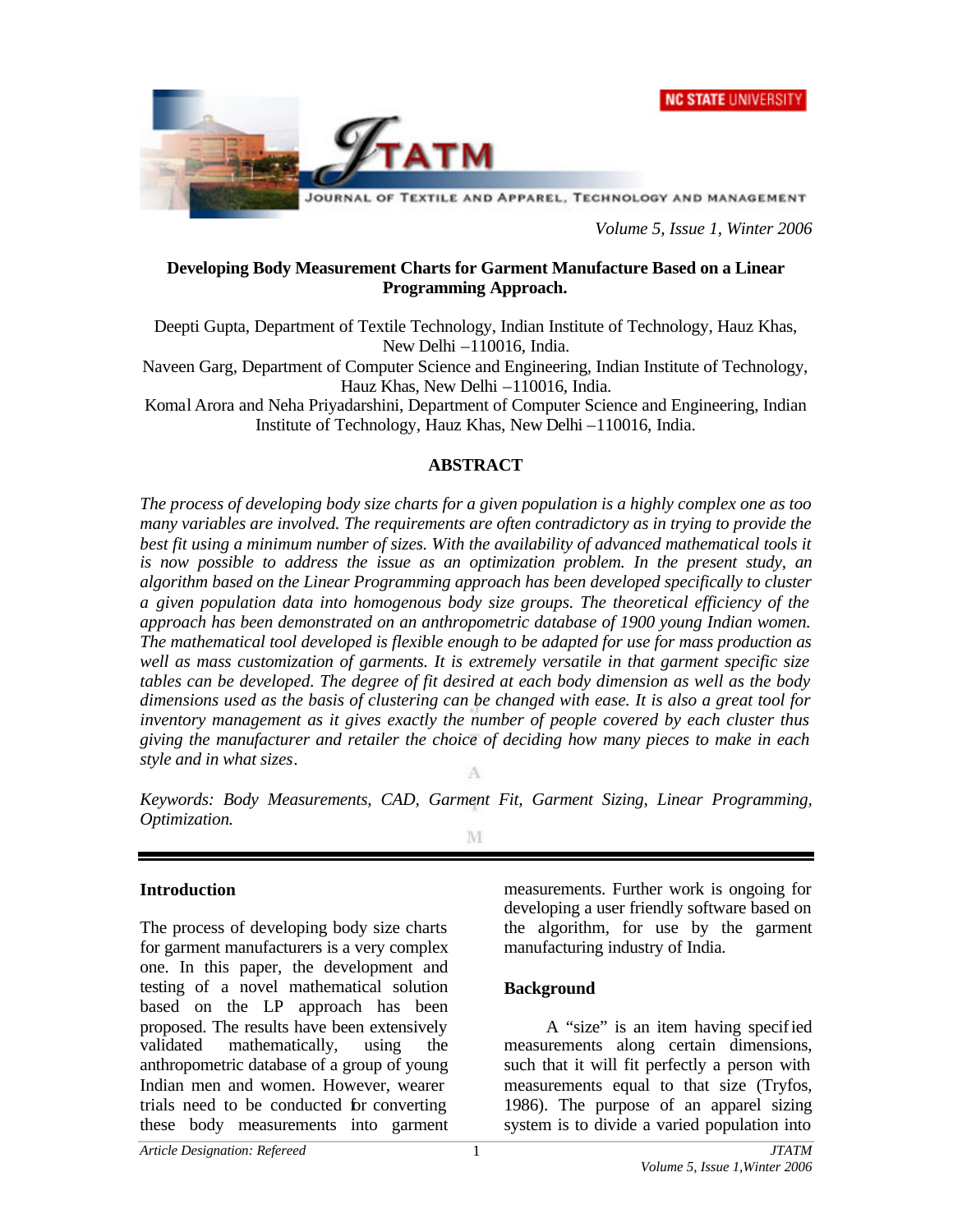# Developing Body Measurement Charts for Garment Manufacture Based on a Linear Programming Approach.

Deepti Gupta, Department of Textile Technology, Indian Institute of Technology, Hauz Khas, New Delhi –110016, India.

Naveen Garg, Department of Computer Science and Engineering, Indian Institute of Technology, Hauz Khas, New Delhi –110016, India.

Komal Arora and Neha Priyadarshini, Department of Computer Science and Engineering, Indian Institute of Technology, Hauz Khas, New Delhi –110016, India.

## ABSTRACT

*The process of developing body size charts for a given population is a highly complex one as too many variables are involved. The requirements are often contradictory as in trying to provide the best fit using a minimum number of sizes. With the availability of advanced mathematical tools it is now possible to address the issue as an optimization problem. In the present study, an algorithm based on the Linear Programming approach has been developed specifically to cluster a given population data into homogenous body size groups. The theoretical efficiency of the approach has been demonstrated on an anthropometric database of 1900 young Indian women. The mathematical tool developed is flexible enough to be adapted for use for mass production as well as mass customization of garments. It is extremely versatile in that garment specific size tables can be developed. The degree of fit desired at each body dimension as well as the body dimensions used as the basis of clustering can be changed with ease. It is also a great tool for inventory management as it gives exactly the number of people covered by each cluster thus giving the manufacturer and retailer the choice of deciding how many pieces to make in each style and in what sizes.*

*Keywords: Body Measurements, CAD, Garment Fit, Garment Sizing, Linear Programming, Optimization.*

---

## Introduction

The process of developing body size charts for garment manufacturers is a very complex one. In this paper, the development and testing of a novel mathematical solution based on the LP approach has been proposed. The results have been extensively validated mathematically, using the anthropometric database of a group of young Indian men and women. However, wearer trials need to be conducted for converting these body measurements into garment measurements. Further work is ongoing for developing a user friendly software based on the algorithm, for use by the garment manufacturing industry of India.

## Background

A "size" is an item having specified measurements along certain dimensions, such that it will fit perfectly a person with measurements equal to that size (Tryfos, 1986). The purpose of an apparel sizing system is to divide a varied population into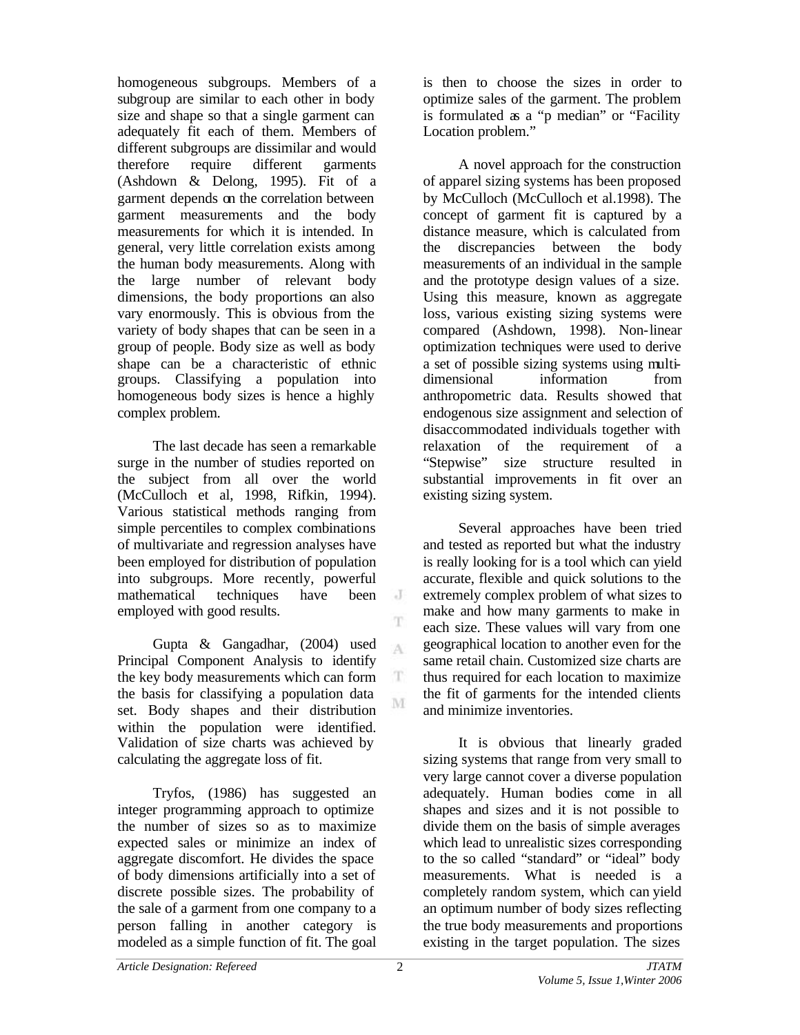homogeneous subgroups. Members of a subgroup are similar to each other in body size and shape so that a single garment can adequately fit each of them. Members of different subgroups are dissimilar and would therefore require different garments (Ashdown & Delong, 1995). Fit of a garment depends on the correlation between garment measurements and the body measurements for which it is intended. In general, very little correlation exists among the human body measurements. Along with the large number of relevant body dimensions, the body proportions can also vary enormously. This is obvious from the variety of body shapes that can be seen in a group of people. Body size as well as body shape can be a characteristic of ethnic groups. Classifying a population into homogeneous body sizes is hence a highly complex problem.

The last decade has seen a remarkable surge in the number of studies reported on the subject from all over the world (McCulloch et al, 1998, Rifkin, 1994). Various statistical methods ranging from simple percentiles to complex combinations of multivariate and regression analyses have been employed for distribution of population into subgroups. More recently, powerful mathematical techniques have been employed with good results.

Gupta & Gangadhar, (2004) used Principal Component Analysis to identify the key body measurements which can form the basis for classifying a population data set. Body shapes and their distribution within the population were identified. Validation of size charts was achieved by calculating the aggregate loss of fit.

Tryfos, (1986) has suggested an integer programming approach to optimize the number of sizes so as to maximize expected sales or minimize an index of aggregate discomfort. He divides the space of body dimensions artificially into a set of discrete possible sizes. The probability of the sale of a garment from one company to a person falling in another category is modeled as a simple function of fit. The goal is then to choose the sizes in order to optimize sales of the garment. The problem is formulated as a "p median" or "Facility Location problem."

A novel approach for the construction of apparel sizing systems has been proposed by McCulloch (McCulloch et al.1998). The concept of garment fit is captured by a distance measure, which is calculated from the discrepancies between the body measurements of an individual in the sample and the prototype design values of a size. Using this measure, known as aggregate loss, various existing sizing systems were compared (Ashdown, 1998). Non-linear optimization techniques were used to derive a set of possible sizing systems using multi-dimensional information from anthropometric data. Results showed that endogenous size assignment and selection of disaccommodated individuals together with relaxation of the requirement of a "Stepwise" size structure resulted in substantial improvements in fit over an existing sizing system.

Several approaches have been tried and tested as reported but what the industry is really looking for is a tool which can yield accurate, flexible and quick solutions to the extremely complex problem of what sizes to make and how many garments to make in each size. These values will vary from one geographical location to another even for the same retail chain. Customized size charts are thus required for each location to maximize the fit of garments for the intended clients and minimize inventories.

It is obvious that linearly graded sizing systems that range from very small to very large cannot cover a diverse population adequately. Human bodies come in all shapes and sizes and it is not possible to divide them on the basis of simple averages which lead to unrealistic sizes corresponding to the so called "standard" or "ideal" body measurements. What is needed is a completely random system, which can yield an optimum number of body sizes reflecting the true body measurements and proportions existing in the target population. The sizes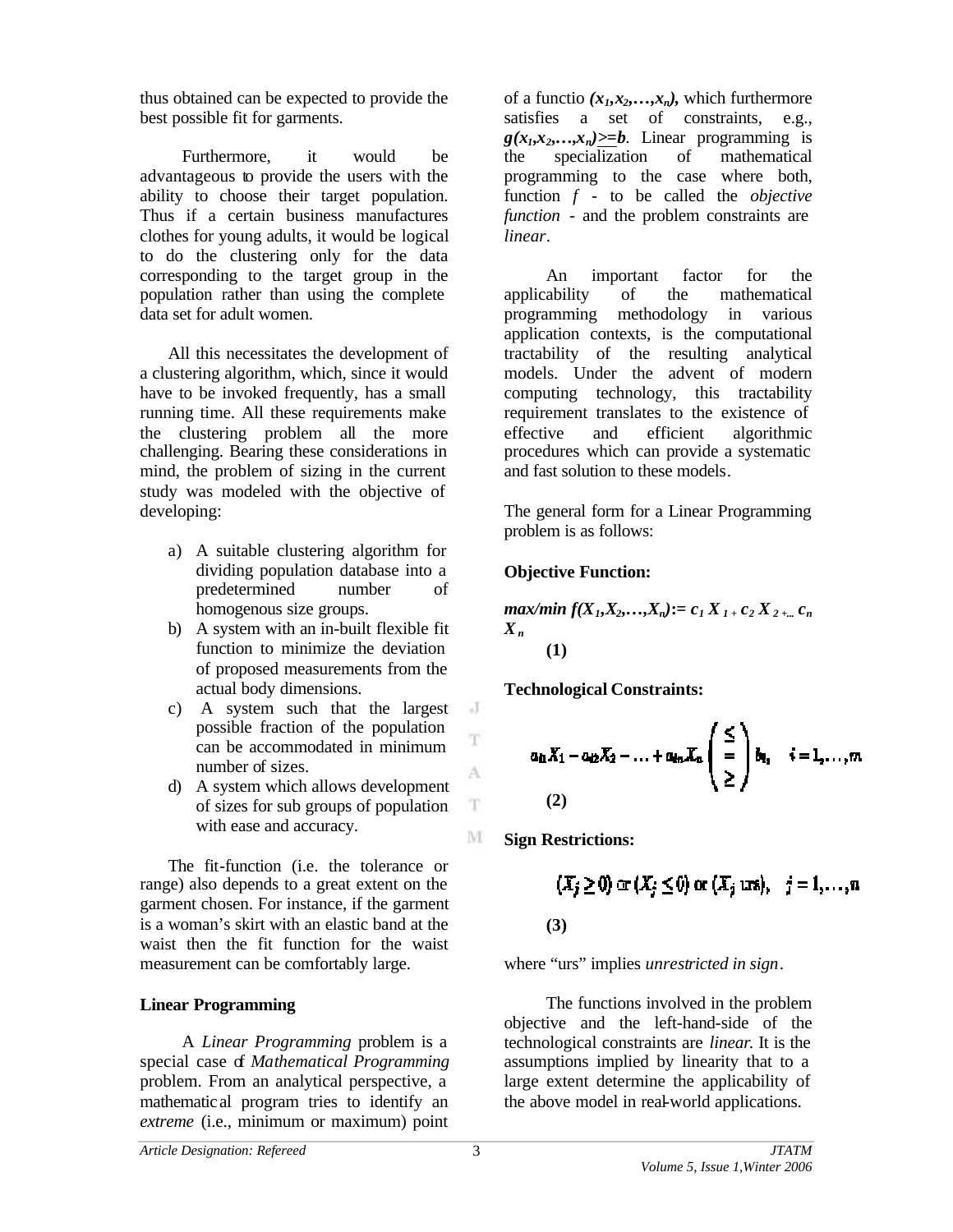thus obtained can be expected to provide the best possible fit for garments.

Furthermore, it would be advantageous to provide the users with the ability to choose their target population. Thus if a certain business manufactures clothes for young adults, it would be logical to do the clustering only for the data corresponding to the target group in the population rather than using the complete data set for adult women.

All this necessitates the development of a clustering algorithm, which, since it would have to be invoked frequently, has a small running time. All these requirements make the clustering problem all the more challenging. Bearing these considerations in mind, the problem of sizing in the current study was modeled with the objective of developing:

a) A suitable clustering algorithm for dividing population database into a predetermined number of homogenous size groups.
b) A system with an in-built flexible fit function to minimize the deviation of proposed measurements from the actual body dimensions.
c) A system such that the largest possible fraction of the population can be accommodated in minimum number of sizes.
d) A system which allows development of sizes for sub groups of population with ease and accuracy.

The fit-function (i.e. the tolerance or range) also depends to a great extent on the garment chosen. For instance, if the garment is a woman's skirt with an elastic band at the waist then the fit function for the waist measurement can be comfortably large.

## Linear Programming

A *Linear Programming* problem is a special case of *Mathematical Programming* problem. From an analytical perspective, a mathematical program tries to identify an *extreme* (i.e., minimum or maximum) point of a functio $(x_1,x_2,\ldots,x_n)$, which furthermore satisfies a set of constraints, e.g., $g(x_1,x_2,\ldots,x_n) \geq b$. Linear programming is the specialization of mathematical programming to the case where both, function $f$ - to be called the *objective function* - and the problem constraints are *linear*.

An important factor for the applicability of the mathematical programming methodology in various application contexts, is the computational tractability of the resulting analytical models. Under the advent of modern computing technology, this tractability requirement translates to the existence of effective and efficient algorithmic procedures which can provide a systematic and fast solution to these models.

The general form for a Linear Programming problem is as follows:

**Objective Function:**

$$\max/\min f(X_1,X_2,\ldots,X_n) := c_1 X_1 + c_2 X_2 + \ldots c_n X_n \quad (1)$$

**Technological Constraints:**

$$a_{i1}X_1 - a_{i2}X_2 - \ldots + a_{in}X_n \begin{pmatrix} \leq \\ = \\ \geq \end{pmatrix} b_i, \quad i = 1,\ldots,m \quad (2)$$

**Sign Restrictions:**

$$(X_j \geq 0) \text{ or } (X_j \leq 0) \text{ or } (X_j \text{ urs}), \quad j = 1,\ldots,n \quad (3)$$

where "urs" implies *unrestricted in sign*.

The functions involved in the problem objective and the left-hand-side of the technological constraints are *linear*. It is the assumptions implied by linearity that to a large extent determine the applicability of the above model in real-world applications.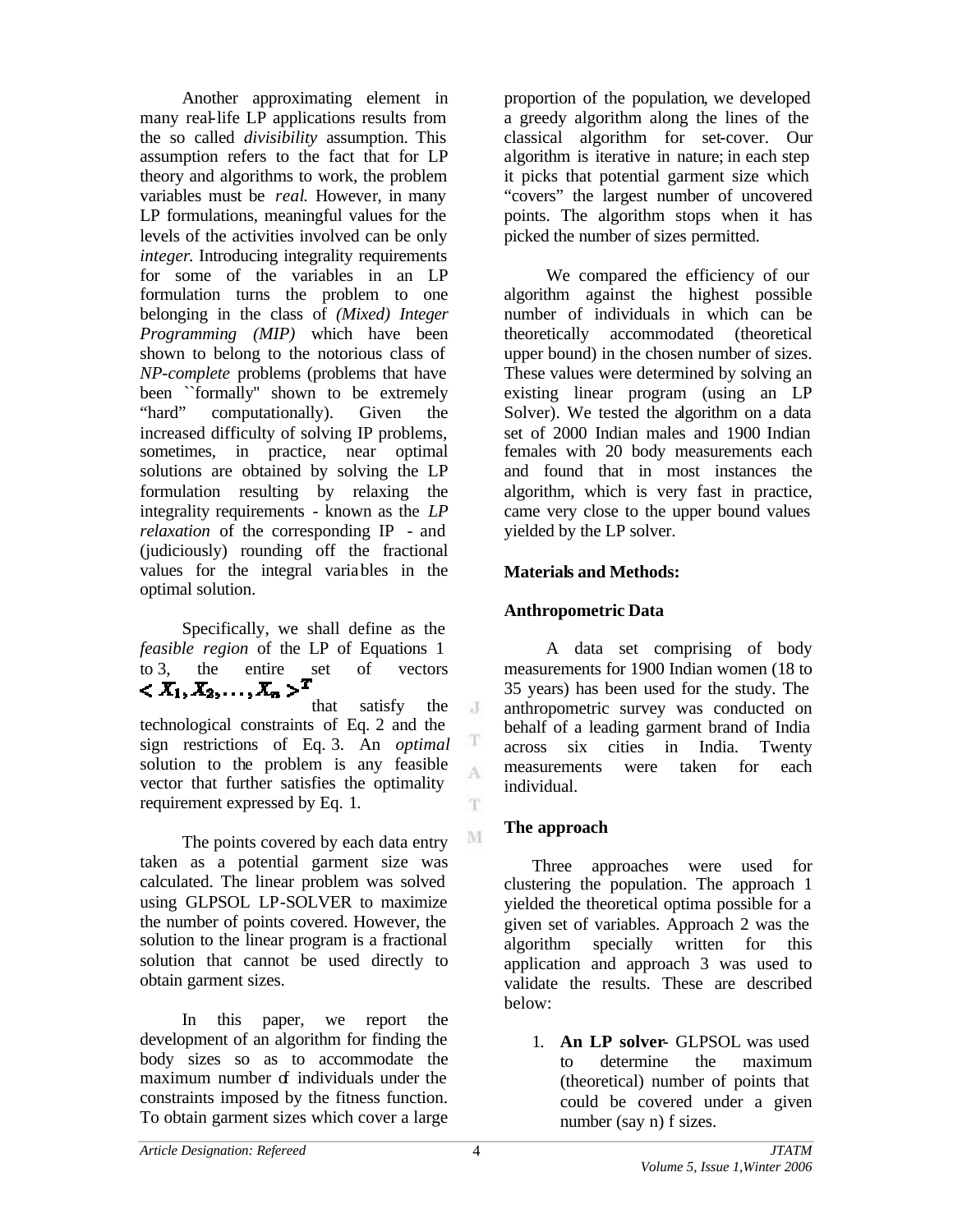Another approximating element in many real-life LP applications results from the so called *divisibility* assumption. This assumption refers to the fact that for LP theory and algorithms to work, the problem variables must be *real*. However, in many LP formulations, meaningful values for the levels of the activities involved can be only *integer*. Introducing integrality requirements for some of the variables in an LP formulation turns the problem to one belonging in the class of *(Mixed) Integer Programming (MIP)* which have been shown to belong to the notorious class of *NP-complete* problems (problems that have been ``formally'' shown to be extremely "hard" computationally). Given the increased difficulty of solving IP problems, sometimes, in practice, near optimal solutions are obtained by solving the LP formulation resulting by relaxing the integrality requirements - known as the *LP relaxation* of the corresponding IP - and (judiciously) rounding off the fractional values for the integral variables in the optimal solution.

Specifically, we shall define as the *feasible region* of the LP of Equations 1 to 3, the entire set of vectors $< X_1, X_2, \ldots, X_n >^T$ that satisfy the technological constraints of Eq. 2 and the sign restrictions of Eq. 3. An *optimal* solution to the problem is any feasible vector that further satisfies the optimality requirement expressed by Eq. 1.

The points covered by each data entry taken as a potential garment size was calculated. The linear problem was solved using GLPSOL LP-SOLVER to maximize the number of points covered. However, the solution to the linear program is a fractional solution that cannot be used directly to obtain garment sizes.

In this paper, we report the development of an algorithm for finding the body sizes so as to accommodate the maximum number of individuals under the constraints imposed by the fitness function. To obtain garment sizes which cover a large proportion of the population, we developed a greedy algorithm along the lines of the classical algorithm for set-cover. Our algorithm is iterative in nature; in each step it picks that potential garment size which "covers" the largest number of uncovered points. The algorithm stops when it has picked the number of sizes permitted.

We compared the efficiency of our algorithm against the highest possible number of individuals in which can be theoretically accommodated (theoretical upper bound) in the chosen number of sizes. These values were determined by solving an existing linear program (using an LP Solver). We tested the algorithm on a data set of 2000 Indian males and 1900 Indian females with 20 body measurements each and found that in most instances the algorithm, which is very fast in practice, came very close to the upper bound values yielded by the LP solver.

## Materials and Methods:

### Anthropometric Data

A data set comprising of body measurements for 1900 Indian women (18 to 35 years) has been used for the study. The anthropometric survey was conducted on behalf of a leading garment brand of India across six cities in India. Twenty measurements were taken for each individual.

### The approach

Three approaches were used for clustering the population. The approach 1 yielded the theoretical optima possible for a given set of variables. Approach 2 was the algorithm specially written for this application and approach 3 was used to validate the results. These are described below:

1. **An LP solver**- GLPSOL was used to determine the maximum (theoretical) number of points that could be covered under a given number (say n) f sizes.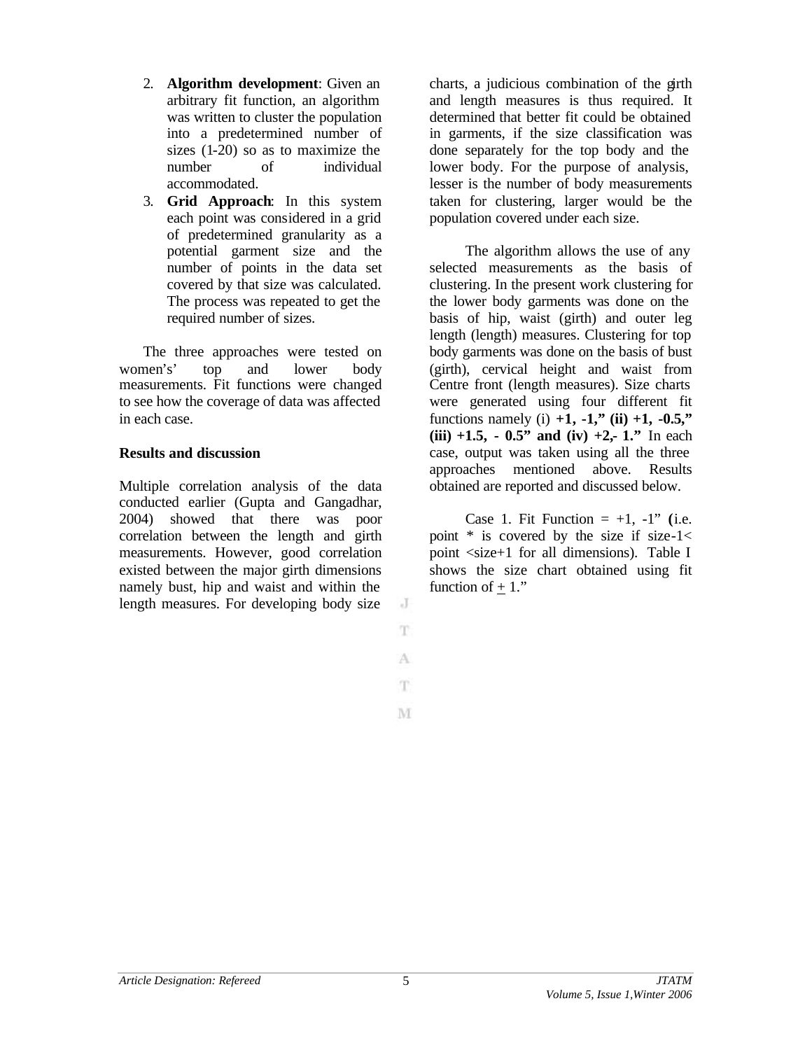2. **Algorithm development**: Given an arbitrary fit function, an algorithm was written to cluster the population into a predetermined number of sizes (1-20) so as to maximize the number of individual accommodated.
3. **Grid Approach**: In this system each point was considered in a grid of predetermined granularity as a potential garment size and the number of points in the data set covered by that size was calculated. The process was repeated to get the required number of sizes.

The three approaches were tested on women's' top and lower body measurements. Fit functions were changed to see how the coverage of data was affected in each case.

## Results and discussion

Multiple correlation analysis of the data conducted earlier (Gupta and Gangadhar, 2004) showed that there was poor correlation between the length and girth measurements. However, good correlation existed between the major girth dimensions namely bust, hip and waist and within the length measures. For developing body size charts, a judicious combination of the girth and length measures is thus required. It determined that better fit could be obtained in garments, if the size classification was done separately for the top body and the lower body. For the purpose of analysis, lesser is the number of body measurements taken for clustering, larger would be the population covered under each size.

The algorithm allows the use of any selected measurements as the basis of clustering. In the present work clustering for the lower body garments was done on the basis of hip, waist (girth) and outer leg length (length) measures. Clustering for top body garments was done on the basis of bust (girth), cervical height and waist from Centre front (length measures). Size charts were generated using four different fit functions namely (i) **+1, -1," (ii) +1, -0.5," (iii) +1.5, - 0.5" and (iv) +2,- 1."** In each case, output was taken using all the three approaches mentioned above. Results obtained are reported and discussed below.

Case 1. Fit Function = +1, -1" **(**i.e. point * is covered by the size if size-1< point <size+1 for all dimensions). Table I shows the size chart obtained using fit function of ± 1."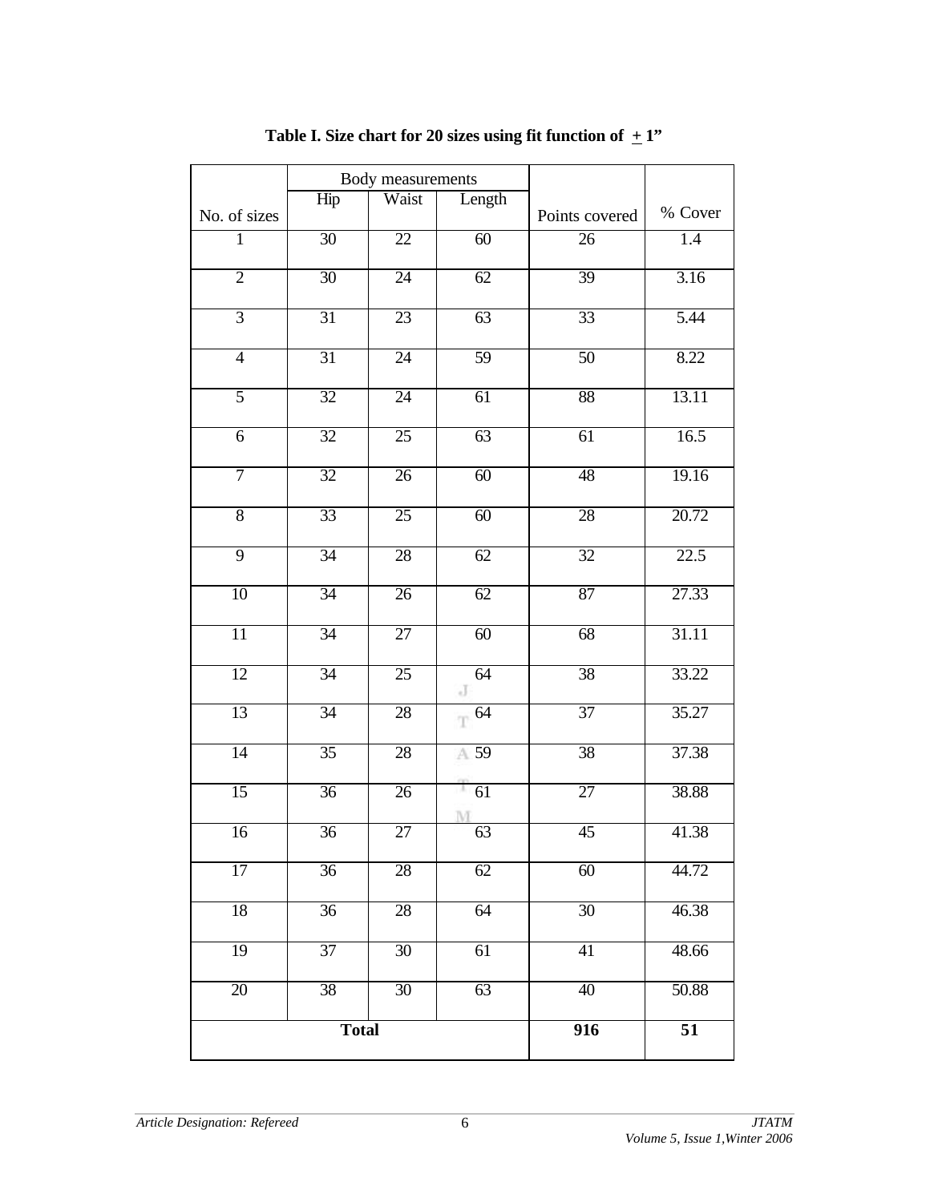**Table I. Size chart for 20 sizes using fit function of $\pm$ 1"**

| No. of sizes | Body measurements | | | Points covered | % Cover |
|---|---|---|---|---|---|
| | Hip | Waist | Length | | |
| 1 | 30 | 22 | 60 | 26 | 1.4 |
| 2 | 30 | 24 | 62 | 39 | 3.16 |
| 3 | 31 | 23 | 63 | 33 | 5.44 |
| 4 | 31 | 24 | 59 | 50 | 8.22 |
| 5 | 32 | 24 | 61 | 88 | 13.11 |
| 6 | 32 | 25 | 63 | 61 | 16.5 |
| 7 | 32 | 26 | 60 | 48 | 19.16 |
| 8 | 33 | 25 | 60 | 28 | 20.72 |
| 9 | 34 | 28 | 62 | 32 | 22.5 |
| 10 | 34 | 26 | 62 | 87 | 27.33 |
| 11 | 34 | 27 | 60 | 68 | 31.11 |
| 12 | 34 | 25 | 64 | 38 | 33.22 |
| 13 | 34 | 28 | 64 | 37 | 35.27 |
| 14 | 35 | 28 | 59 | 38 | 37.38 |
| 15 | 36 | 26 | 61 | 27 | 38.88 |
| 16 | 36 | 27 | 63 | 45 | 41.38 |
| 17 | 36 | 28 | 62 | 60 | 44.72 |
| 18 | 36 | 28 | 64 | 30 | 46.38 |
| 19 | 37 | 30 | 61 | 41 | 48.66 |
| 20 | 38 | 30 | 63 | 40 | 50.88 |
| **Total** | | | | **916** | **51** |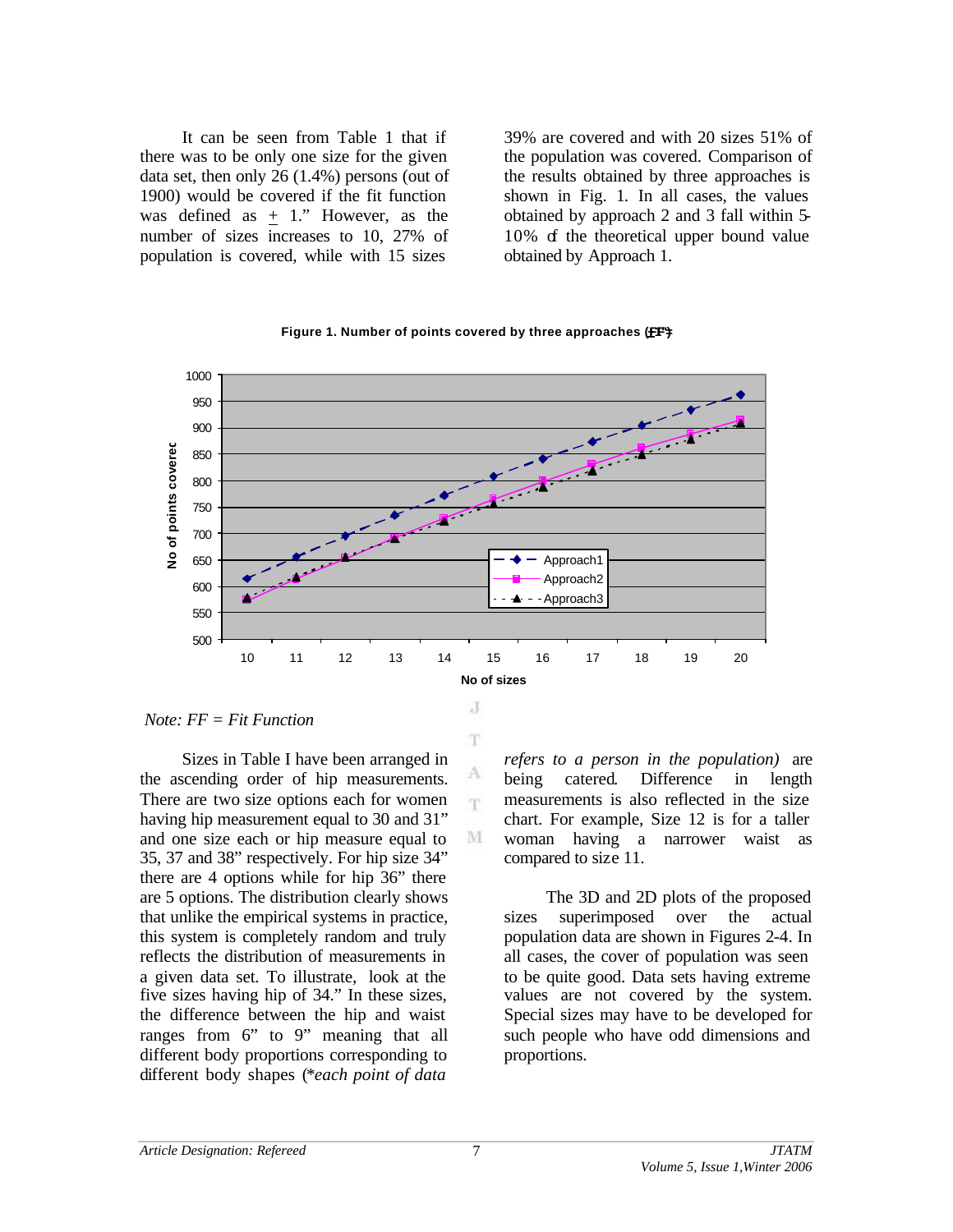It can be seen from Table 1 that if there was to be only one size for the given data set, then only 26 (1.4%) persons (out of 1900) would be covered if the fit function was defined as ± 1." However, as the number of sizes increases to 10, 27% of population is covered, while with 15 sizes 39% are covered and with 20 sizes 51% of the population was covered. Comparison of the results obtained by three approaches is shown in Fig. 1. In all cases, the values obtained by approach 2 and 3 fall within 5-10% of the theoretical upper bound value obtained by Approach 1.

**Figure 1. Number of points covered by three approaches (FF\*)**

*Note: FF = Fit Function*

Sizes in Table I have been arranged in the ascending order of hip measurements. There are two size options each for women having hip measurement equal to 30 and 31" and one size each or hip measure equal to 35, 37 and 38" respectively. For hip size 34" there are 4 options while for hip 36" there are 5 options. The distribution clearly shows that unlike the empirical systems in practice, this system is completely random and truly reflects the distribution of measurements in a given data set. To illustrate, look at the five sizes having hip of 34." In these sizes, the difference between the hip and waist ranges from 6" to 9" meaning that all different body proportions corresponding to different body shapes (*\*each point of data refers to a person in the population)* are being catered. Difference in length measurements is also reflected in the size chart. For example, Size 12 is for a taller woman having a narrower waist as compared to size 11.

The 3D and 2D plots of the proposed sizes superimposed over the actual population data are shown in Figures 2-4. In all cases, the cover of population was seen to be quite good. Data sets having extreme values are not covered by the system. Special sizes may have to be developed for such people who have odd dimensions and proportions.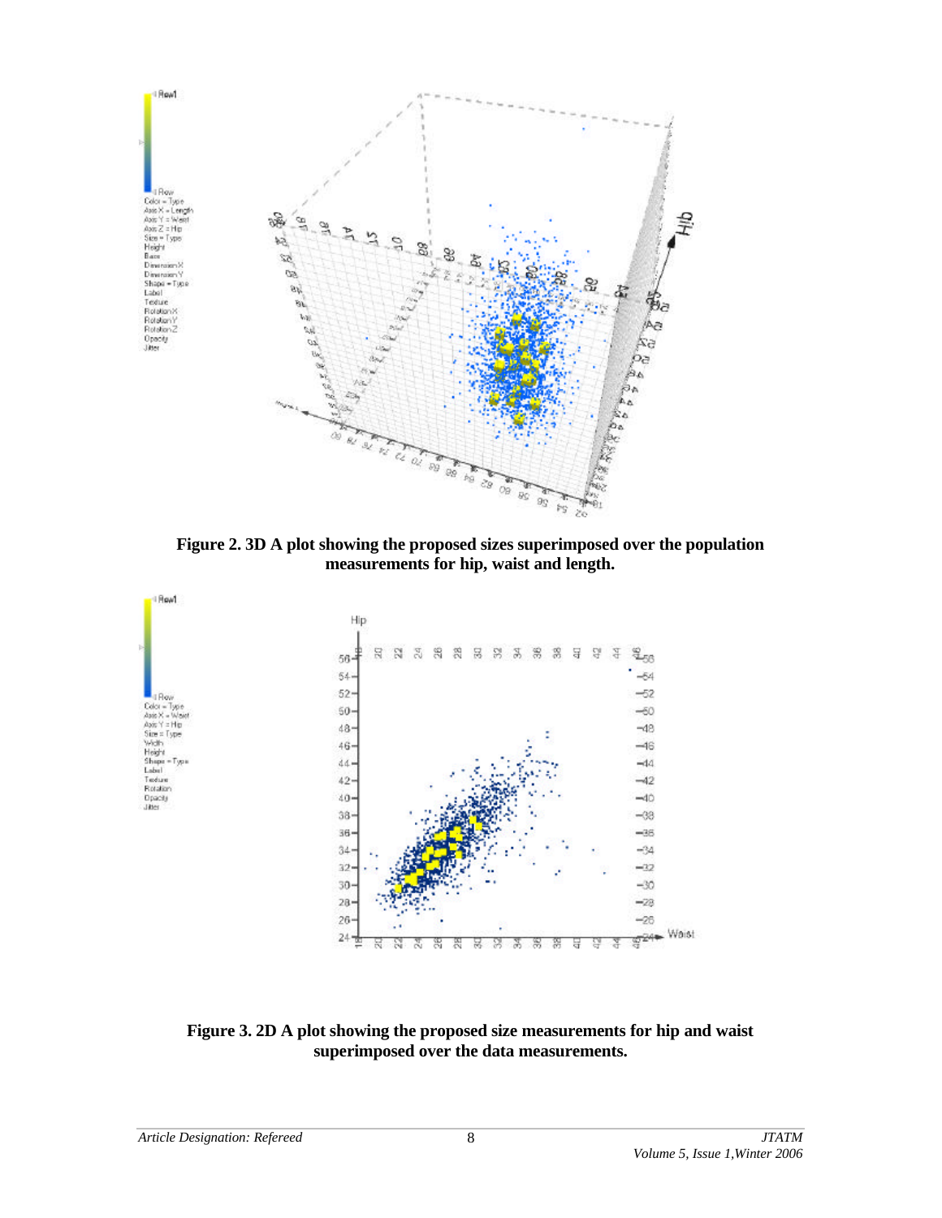**Figure 2. 3D A plot showing the proposed sizes superimposed over the population measurements for hip, waist and length.**

**Figure 3. 2D A plot showing the proposed size measurements for hip and waist superimposed over the data measurements.**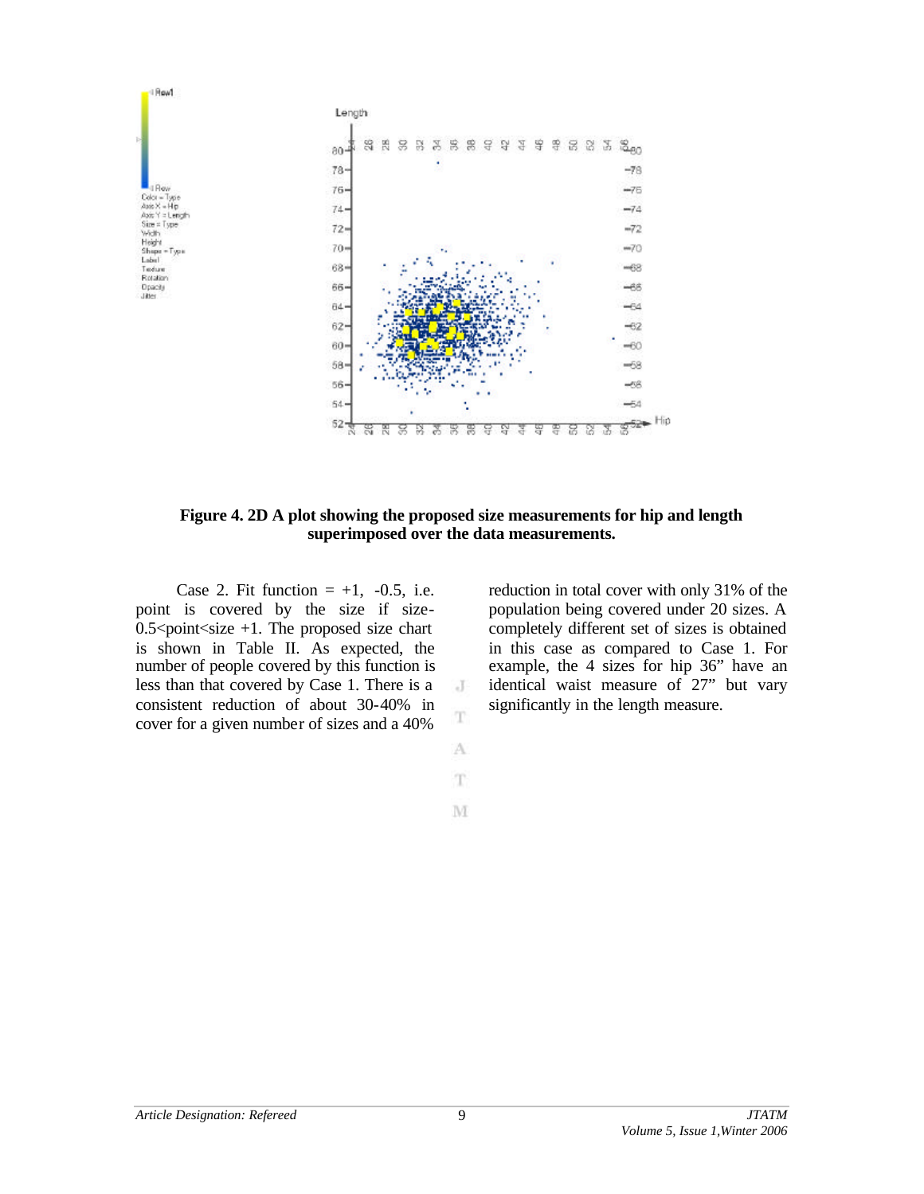**Figure 4. 2D A plot showing the proposed size measurements for hip and length superimposed over the data measurements.**

Case 2. Fit function = +1, -0.5, i.e. point is covered by the size if size-0.5<point<size +1. The proposed size chart is shown in Table II. As expected, the number of people covered by this function is less than that covered by Case 1. There is a consistent reduction of about 30-40% in cover for a given number of sizes and a 40% reduction in total cover with only 31% of the population being covered under 20 sizes. A completely different set of sizes is obtained in this case as compared to Case 1. For example, the 4 sizes for hip 36" have an identical waist measure of 27" but vary significantly in the length measure.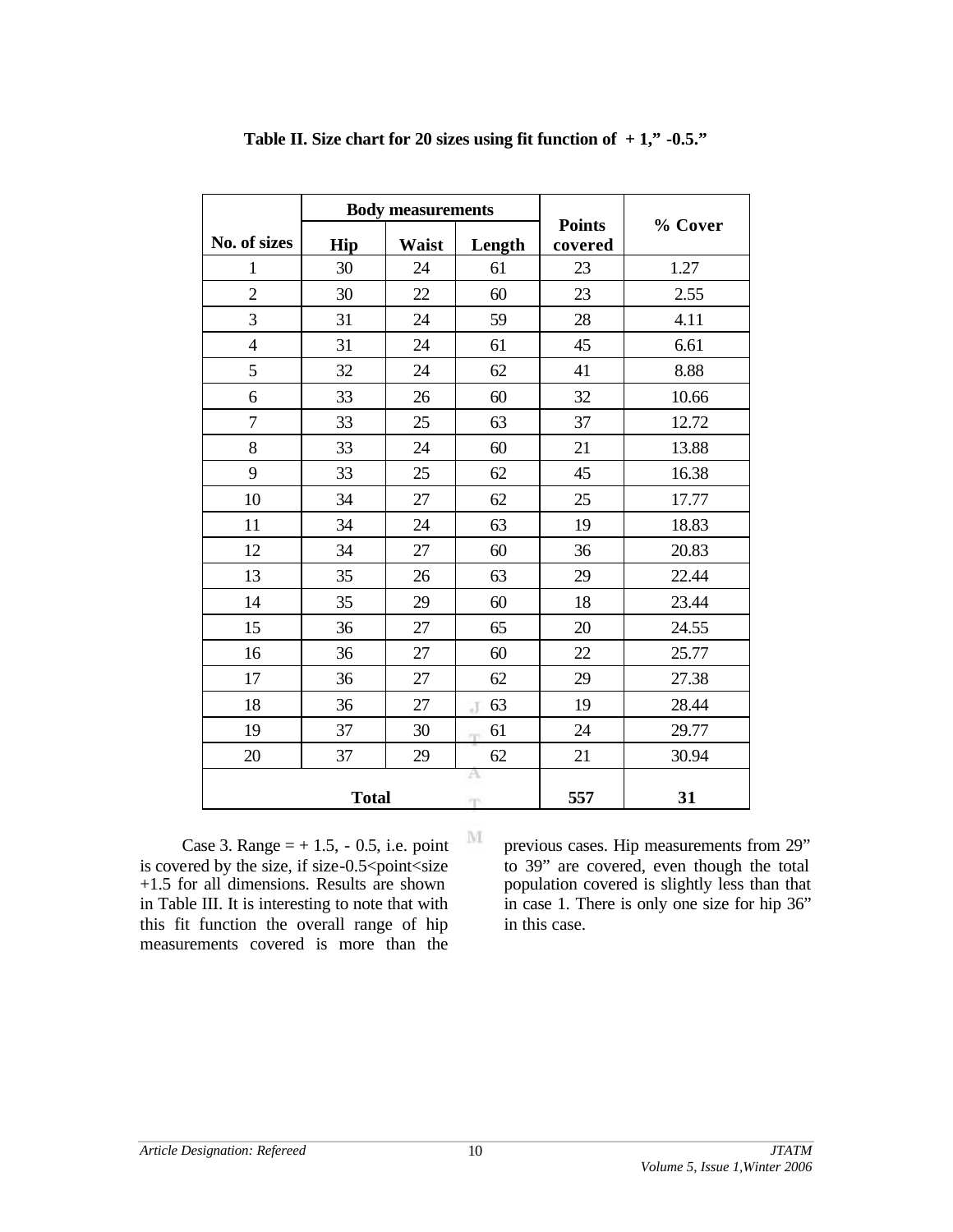**Table II. Size chart for 20 sizes using fit function of + 1," -0.5."**

| No. of sizes | Body measurements | | | Points covered | % Cover |
|---|---|---|---|---|---|
| | Hip | Waist | Length | | |
| 1 | 30 | 24 | 61 | 23 | 1.27 |
| 2 | 30 | 22 | 60 | 23 | 2.55 |
| 3 | 31 | 24 | 59 | 28 | 4.11 |
| 4 | 31 | 24 | 61 | 45 | 6.61 |
| 5 | 32 | 24 | 62 | 41 | 8.88 |
| 6 | 33 | 26 | 60 | 32 | 10.66 |
| 7 | 33 | 25 | 63 | 37 | 12.72 |
| 8 | 33 | 24 | 60 | 21 | 13.88 |
| 9 | 33 | 25 | 62 | 45 | 16.38 |
| 10 | 34 | 27 | 62 | 25 | 17.77 |
| 11 | 34 | 24 | 63 | 19 | 18.83 |
| 12 | 34 | 27 | 60 | 36 | 20.83 |
| 13 | 35 | 26 | 63 | 29 | 22.44 |
| 14 | 35 | 29 | 60 | 18 | 23.44 |
| 15 | 36 | 27 | 65 | 20 | 24.55 |
| 16 | 36 | 27 | 60 | 22 | 25.77 |
| 17 | 36 | 27 | 62 | 29 | 27.38 |
| 18 | 36 | 27 | 63 | 19 | 28.44 |
| 19 | 37 | 30 | 61 | 24 | 29.77 |
| 20 | 37 | 29 | 62 | 21 | 30.94 |
| **Total** | | | | **557** | **31** |

Case 3. Range = + 1.5, - 0.5, i.e. point is covered by the size, if size-0.5<point<size +1.5 for all dimensions. Results are shown in Table III. It is interesting to note that with this fit function the overall range of hip measurements covered is more than the previous cases. Hip measurements from 29" to 39" are covered, even though the total population covered is slightly less than that in case 1. There is only one size for hip 36" in this case.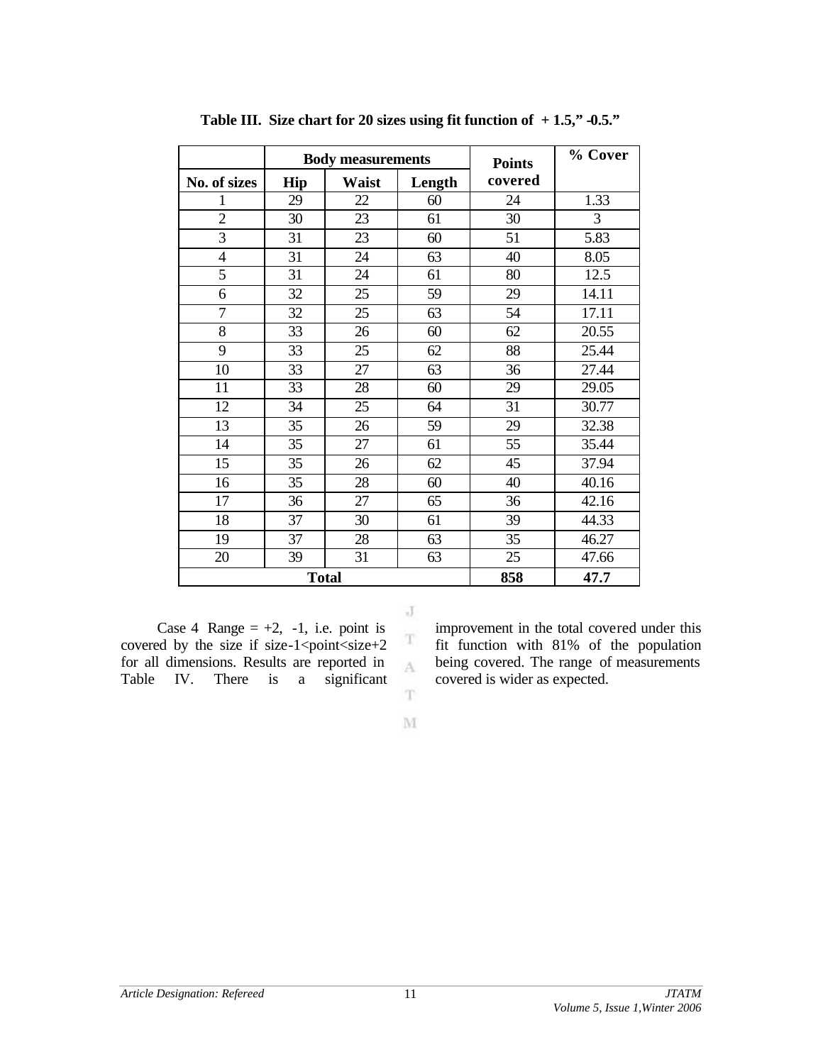**Table III. Size chart for 20 sizes using fit function of + 1.5," -0.5."**

| | Body measurements | | | Points covered | % Cover |
|---|---|---|---|---|---|
| No. of sizes | Hip | Waist | Length | | |
| 1 | 29 | 22 | 60 | 24 | 1.33 |
| 2 | 30 | 23 | 61 | 30 | 3 |
| 3 | 31 | 23 | 60 | 51 | 5.83 |
| 4 | 31 | 24 | 63 | 40 | 8.05 |
| 5 | 31 | 24 | 61 | 80 | 12.5 |
| 6 | 32 | 25 | 59 | 29 | 14.11 |
| 7 | 32 | 25 | 63 | 54 | 17.11 |
| 8 | 33 | 26 | 60 | 62 | 20.55 |
| 9 | 33 | 25 | 62 | 88 | 25.44 |
| 10 | 33 | 27 | 63 | 36 | 27.44 |
| 11 | 33 | 28 | 60 | 29 | 29.05 |
| 12 | 34 | 25 | 64 | 31 | 30.77 |
| 13 | 35 | 26 | 59 | 29 | 32.38 |
| 14 | 35 | 27 | 61 | 55 | 35.44 |
| 15 | 35 | 26 | 62 | 45 | 37.94 |
| 16 | 35 | 28 | 60 | 40 | 40.16 |
| 17 | 36 | 27 | 65 | 36 | 42.16 |
| 18 | 37 | 30 | 61 | 39 | 44.33 |
| 19 | 37 | 28 | 63 | 35 | 46.27 |
| 20 | 39 | 31 | 63 | 25 | 47.66 |
| **Total** | | | | **858** | **47.7** |

Case 4 Range = +2, -1, i.e. point is covered by the size if size-1<point<size+2 for all dimensions. Results are reported in Table IV. There is a significant improvement in the total covered under this fit function with 81% of the population being covered. The range of measurements covered is wider as expected.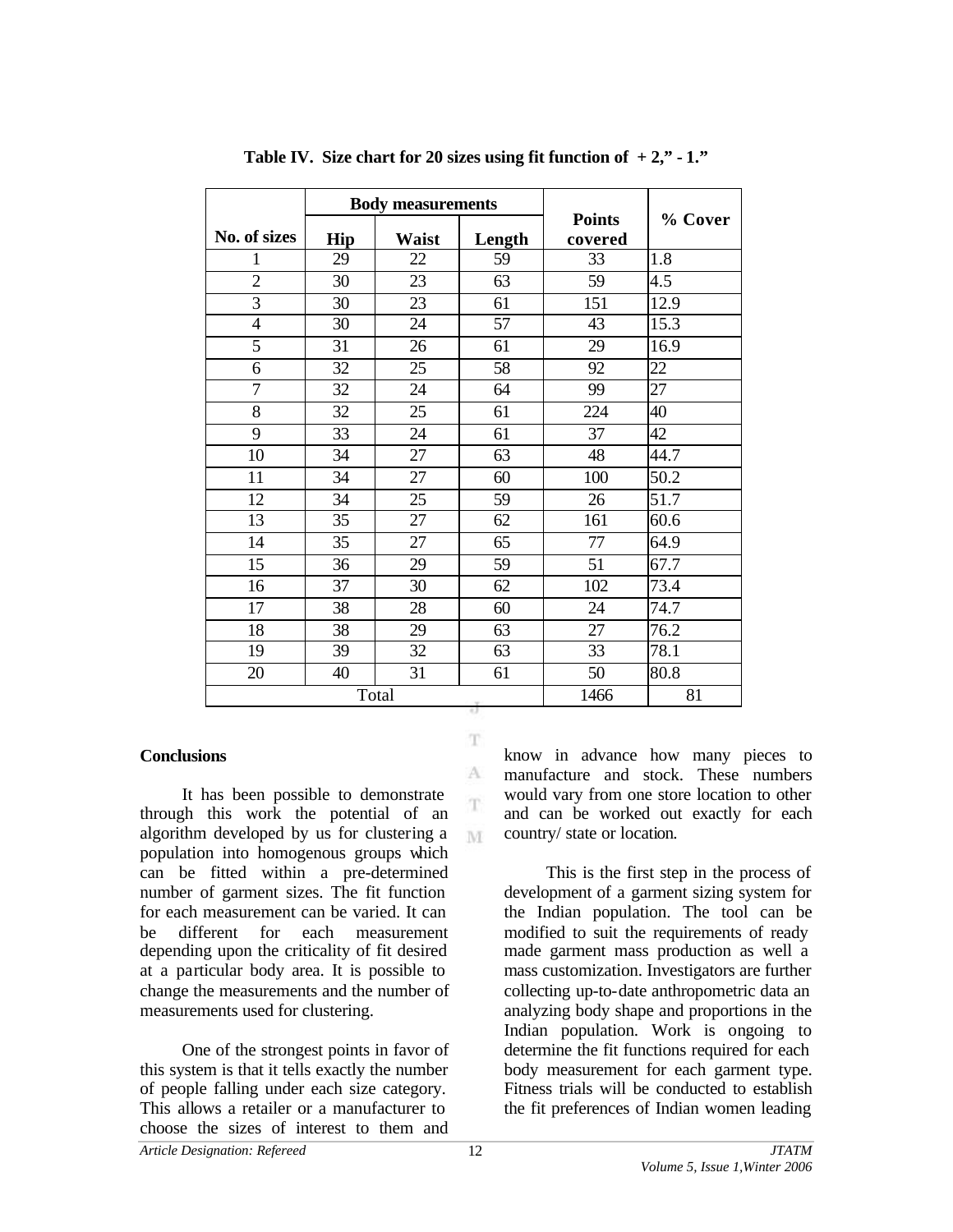**Table IV. Size chart for 20 sizes using fit function of + 2," - 1."**

| No. of sizes | Body measurements | | | Points covered | % Cover |
|---|---|---|---|---|---|
| | Hip | Waist | Length | | |
| 1 | 29 | 22 | 59 | 33 | 1.8 |
| 2 | 30 | 23 | 63 | 59 | 4.5 |
| 3 | 30 | 23 | 61 | 151 | 12.9 |
| 4 | 30 | 24 | 57 | 43 | 15.3 |
| 5 | 31 | 26 | 61 | 29 | 16.9 |
| 6 | 32 | 25 | 58 | 92 | 22 |
| 7 | 32 | 24 | 64 | 99 | 27 |
| 8 | 32 | 25 | 61 | 224 | 40 |
| 9 | 33 | 24 | 61 | 37 | 42 |
| 10 | 34 | 27 | 63 | 48 | 44.7 |
| 11 | 34 | 27 | 60 | 100 | 50.2 |
| 12 | 34 | 25 | 59 | 26 | 51.7 |
| 13 | 35 | 27 | 62 | 161 | 60.6 |
| 14 | 35 | 27 | 65 | 77 | 64.9 |
| 15 | 36 | 29 | 59 | 51 | 67.7 |
| 16 | 37 | 30 | 62 | 102 | 73.4 |
| 17 | 38 | 28 | 60 | 24 | 74.7 |
| 18 | 38 | 29 | 63 | 27 | 76.2 |
| 19 | 39 | 32 | 63 | 33 | 78.1 |
| 20 | 40 | 31 | 61 | 50 | 80.8 |
| Total | | | | 1466 | 81 |

## Conclusions

It has been possible to demonstrate through this work the potential of an algorithm developed by us for clustering a population into homogenous groups which can be fitted within a pre-determined number of garment sizes. The fit function for each measurement can be varied. It can be different for each measurement depending upon the criticality of fit desired at a particular body area. It is possible to change the measurements and the number of measurements used for clustering.

One of the strongest points in favor of this system is that it tells exactly the number of people falling under each size category. This allows a retailer or a manufacturer to choose the sizes of interest to them and know in advance how many pieces to manufacture and stock. These numbers would vary from one store location to other and can be worked out exactly for each country/ state or location.

This is the first step in the process of development of a garment sizing system for the Indian population. The tool can be modified to suit the requirements of ready made garment mass production as well a mass customization. Investigators are further collecting up-to-date anthropometric data an analyzing body shape and proportions in the Indian population. Work is ongoing to determine the fit functions required for each body measurement for each garment type. Fitness trials will be conducted to establish the fit preferences of Indian women leading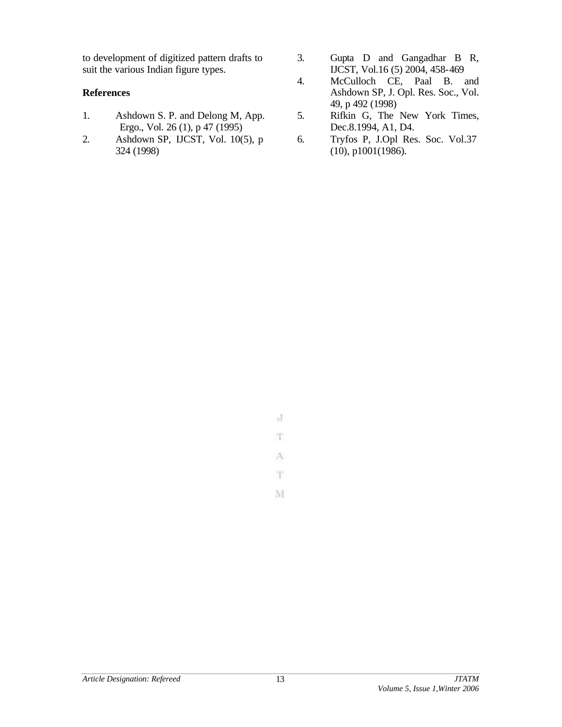to development of digitized pattern drafts to suit the various Indian figure types.

## References

1. Ashdown S. P. and Delong M, App. Ergo., Vol. 26 (1), p 47 (1995)
2. Ashdown SP, IJCST, Vol. 10(5), p 324 (1998)
3. Gupta D and Gangadhar B R, IJCST, Vol.16 (5) 2004, 458-469
4. McCulloch CE, Paal B. and Ashdown SP, J. Opl. Res. Soc., Vol. 49, p 492 (1998)
5. Rifkin G, The New York Times, Dec.8.1994, A1, D4.
6. Tryfos P, J.Opl Res. Soc. Vol.37 (10), p1001(1986).